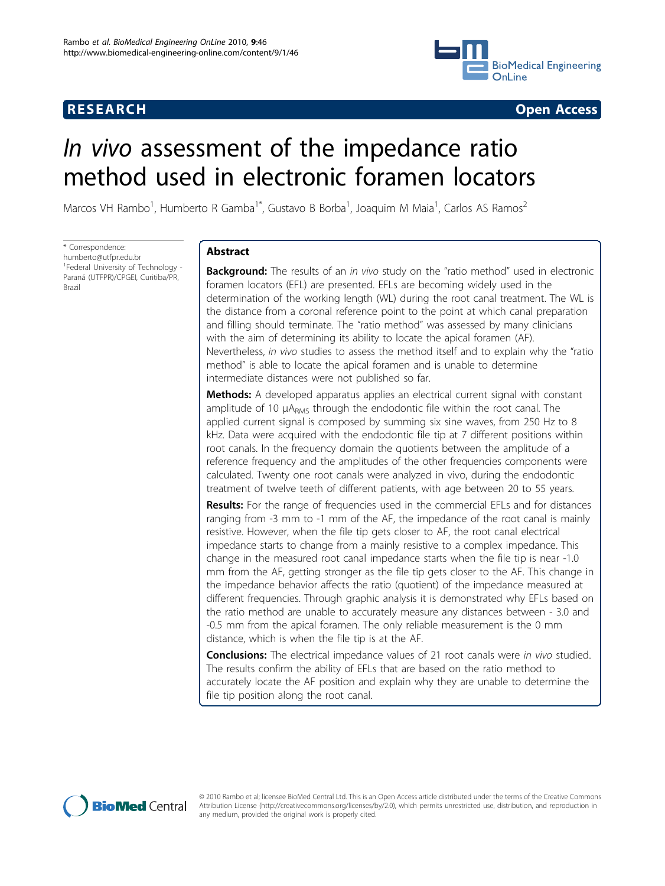RESEARCH Open Access

# *In vivo* assessment of the impedance ratio method used in electronic foramen locators

Marcos VH Rambo[1], Humberto R Gamba[1*], Gustavo B Borba[1], Joaquim M Maia[1], Carlos AS Ramos[2]

\* Correspondence: humberto@utfpr.edu.br
[1]Federal University of Technology - Paraná (UTFPR)/CPGEI, Curitiba/PR, Brazil

## Abstract

**Background:** The results of an *in vivo* study on the "ratio method" used in electronic foramen locators (EFL) are presented. EFLs are becoming widely used in the determination of the working length (WL) during the root canal treatment. The WL is the distance from a coronal reference point to the point at which canal preparation and filling should terminate. The "ratio method" was assessed by many clinicians with the aim of determining its ability to locate the apical foramen (AF). Nevertheless, *in vivo* studies to assess the method itself and to explain why the "ratio method" is able to locate the apical foramen and is unable to determine intermediate distances were not published so far.

**Methods:** A developed apparatus applies an electrical current signal with constant amplitude of 10 $\mu A_{RMS}$ through the endodontic file within the root canal. The applied current signal is composed by summing six sine waves, from 250 Hz to 8 kHz. Data were acquired with the endodontic file tip at 7 different positions within root canals. In the frequency domain the quotients between the amplitude of a reference frequency and the amplitudes of the other frequencies components were calculated. Twenty one root canals were analyzed in vivo, during the endodontic treatment of twelve teeth of different patients, with age between 20 to 55 years.

**Results:** For the range of frequencies used in the commercial EFLs and for distances ranging from -3 mm to -1 mm of the AF, the impedance of the root canal is mainly resistive. However, when the file tip gets closer to AF, the root canal electrical impedance starts to change from a mainly resistive to a complex impedance. This change in the measured root canal impedance starts when the file tip is near -1.0 mm from the AF, getting stronger as the file tip gets closer to the AF. This change in the impedance behavior affects the ratio (quotient) of the impedance measured at different frequencies. Through graphic analysis it is demonstrated why EFLs based on the ratio method are unable to accurately measure any distances between - 3.0 and -0.5 mm from the apical foramen. The only reliable measurement is the 0 mm distance, which is when the file tip is at the AF.

**Conclusions:** The electrical impedance values of 21 root canals were *in vivo* studied. The results confirm the ability of EFLs that are based on the ratio method to accurately locate the AF position and explain why they are unable to determine the file tip position along the root canal.

© 2010 Rambo et al; licensee BioMed Central Ltd. This is an Open Access article distributed under the terms of the Creative Commons Attribution License (http://creativecommons.org/licenses/by/2.0), which permits unrestricted use, distribution, and reproduction in any medium, provided the original work is properly cited.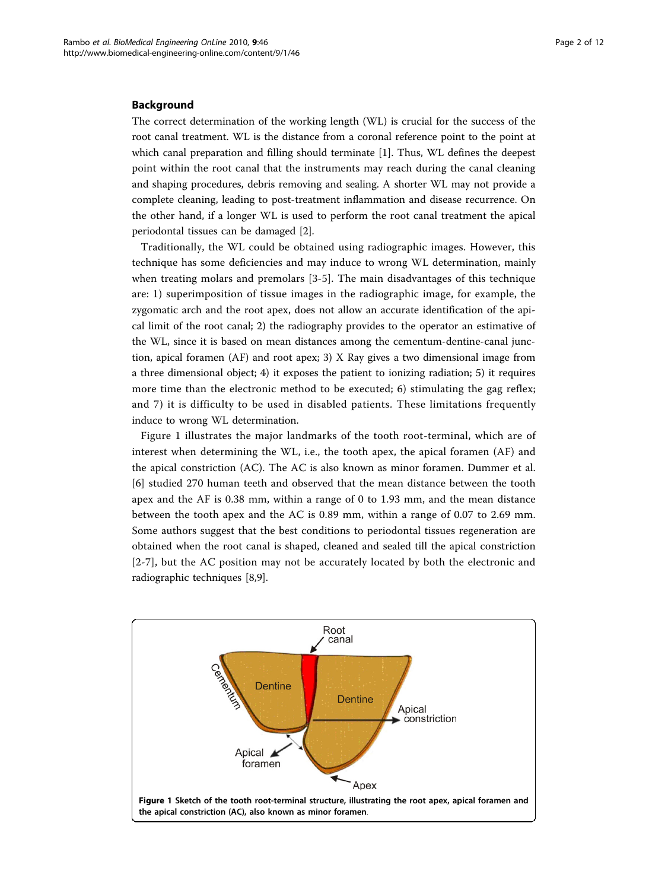## Background

The correct determination of the working length (WL) is crucial for the success of the root canal treatment. WL is the distance from a coronal reference point to the point at which canal preparation and filling should terminate [1]. Thus, WL defines the deepest point within the root canal that the instruments may reach during the canal cleaning and shaping procedures, debris removing and sealing. A shorter WL may not provide a complete cleaning, leading to post-treatment inflammation and disease recurrence. On the other hand, if a longer WL is used to perform the root canal treatment the apical periodontal tissues can be damaged [2].

Traditionally, the WL could be obtained using radiographic images. However, this technique has some deficiencies and may induce to wrong WL determination, mainly when treating molars and premolars [3-5]. The main disadvantages of this technique are: 1) superimposition of tissue images in the radiographic image, for example, the zygomatic arch and the root apex, does not allow an accurate identification of the apical limit of the root canal; 2) the radiography provides to the operator an estimative of the WL, since it is based on mean distances among the cementum-dentine-canal junction, apical foramen (AF) and root apex; 3) X Ray gives a two dimensional image from a three dimensional object; 4) it exposes the patient to ionizing radiation; 5) it requires more time than the electronic method to be executed; 6) stimulating the gag reflex; and 7) it is difficulty to be used in disabled patients. These limitations frequently induce to wrong WL determination.

Figure 1 illustrates the major landmarks of the tooth root-terminal, which are of interest when determining the WL, i.e., the tooth apex, the apical foramen (AF) and the apical constriction (AC). The AC is also known as minor foramen. Dummer et al. [6] studied 270 human teeth and observed that the mean distance between the tooth apex and the AF is 0.38 mm, within a range of 0 to 1.93 mm, and the mean distance between the tooth apex and the AC is 0.89 mm, within a range of 0.07 to 2.69 mm. Some authors suggest that the best conditions to periodontal tissues regeneration are obtained when the root canal is shaped, cleaned and sealed till the apical constriction [2-7], but the AC position may not be accurately located by both the electronic and radiographic techniques [8,9].

**Figure 1 Sketch of the tooth root-terminal structure, illustrating the root apex, apical foramen and the apical constriction (AC), also known as minor foramen.**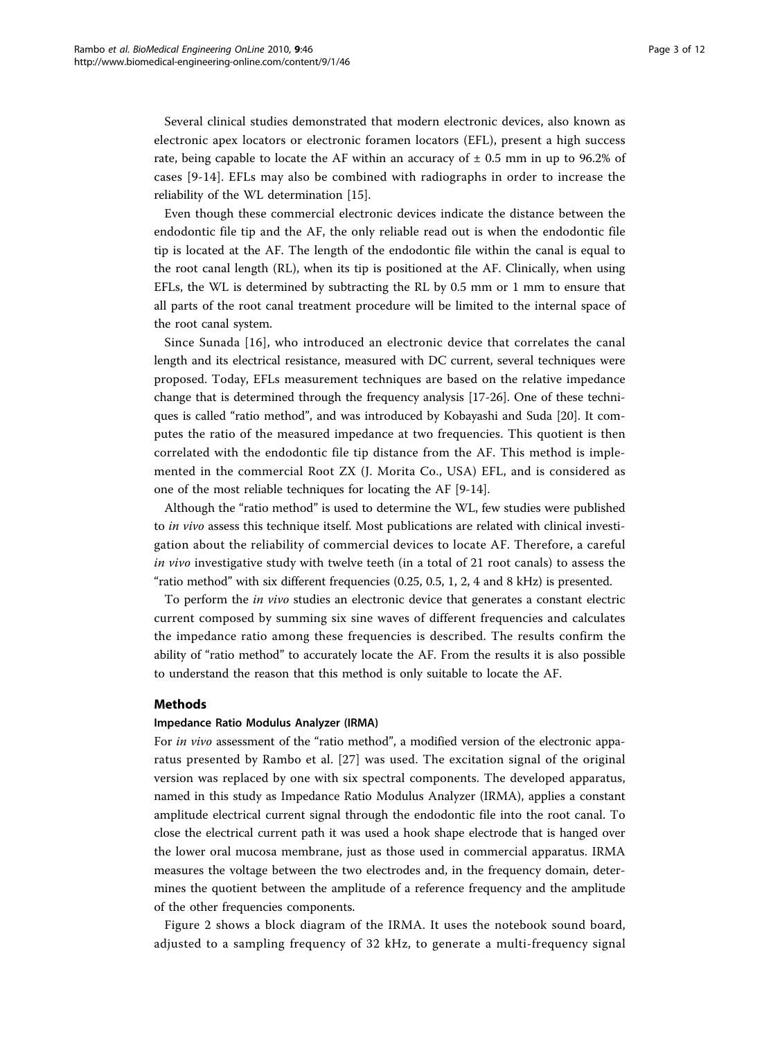Several clinical studies demonstrated that modern electronic devices, also known as electronic apex locators or electronic foramen locators (EFL), present a high success rate, being capable to locate the AF within an accuracy of ± 0.5 mm in up to 96.2% of cases [9-14]. EFLs may also be combined with radiographs in order to increase the reliability of the WL determination [15].

Even though these commercial electronic devices indicate the distance between the endodontic file tip and the AF, the only reliable read out is when the endodontic file tip is located at the AF. The length of the endodontic file within the canal is equal to the root canal length (RL), when its tip is positioned at the AF. Clinically, when using EFLs, the WL is determined by subtracting the RL by 0.5 mm or 1 mm to ensure that all parts of the root canal treatment procedure will be limited to the internal space of the root canal system.

Since Sunada [16], who introduced an electronic device that correlates the canal length and its electrical resistance, measured with DC current, several techniques were proposed. Today, EFLs measurement techniques are based on the relative impedance change that is determined through the frequency analysis [17-26]. One of these techniques is called "ratio method", and was introduced by Kobayashi and Suda [20]. It computes the ratio of the measured impedance at two frequencies. This quotient is then correlated with the endodontic file tip distance from the AF. This method is implemented in the commercial Root ZX (J. Morita Co., USA) EFL, and is considered as one of the most reliable techniques for locating the AF [9-14].

Although the "ratio method" is used to determine the WL, few studies were published to *in vivo* assess this technique itself. Most publications are related with clinical investigation about the reliability of commercial devices to locate AF. Therefore, a careful *in vivo* investigative study with twelve teeth (in a total of 21 root canals) to assess the "ratio method" with six different frequencies (0.25, 0.5, 1, 2, 4 and 8 kHz) is presented.

To perform the *in vivo* studies an electronic device that generates a constant electric current composed by summing six sine waves of different frequencies and calculates the impedance ratio among these frequencies is described. The results confirm the ability of "ratio method" to accurately locate the AF. From the results it is also possible to understand the reason that this method is only suitable to locate the AF.

## Methods

### Impedance Ratio Modulus Analyzer (IRMA)

For *in vivo* assessment of the "ratio method", a modified version of the electronic apparatus presented by Rambo et al. [27] was used. The excitation signal of the original version was replaced by one with six spectral components. The developed apparatus, named in this study as Impedance Ratio Modulus Analyzer (IRMA), applies a constant amplitude electrical current signal through the endodontic file into the root canal. To close the electrical current path it was used a hook shape electrode that is hanged over the lower oral mucosa membrane, just as those used in commercial apparatus. IRMA measures the voltage between the two electrodes and, in the frequency domain, determines the quotient between the amplitude of a reference frequency and the amplitude of the other frequencies components.

Figure 2 shows a block diagram of the IRMA. It uses the notebook sound board, adjusted to a sampling frequency of 32 kHz, to generate a multi-frequency signal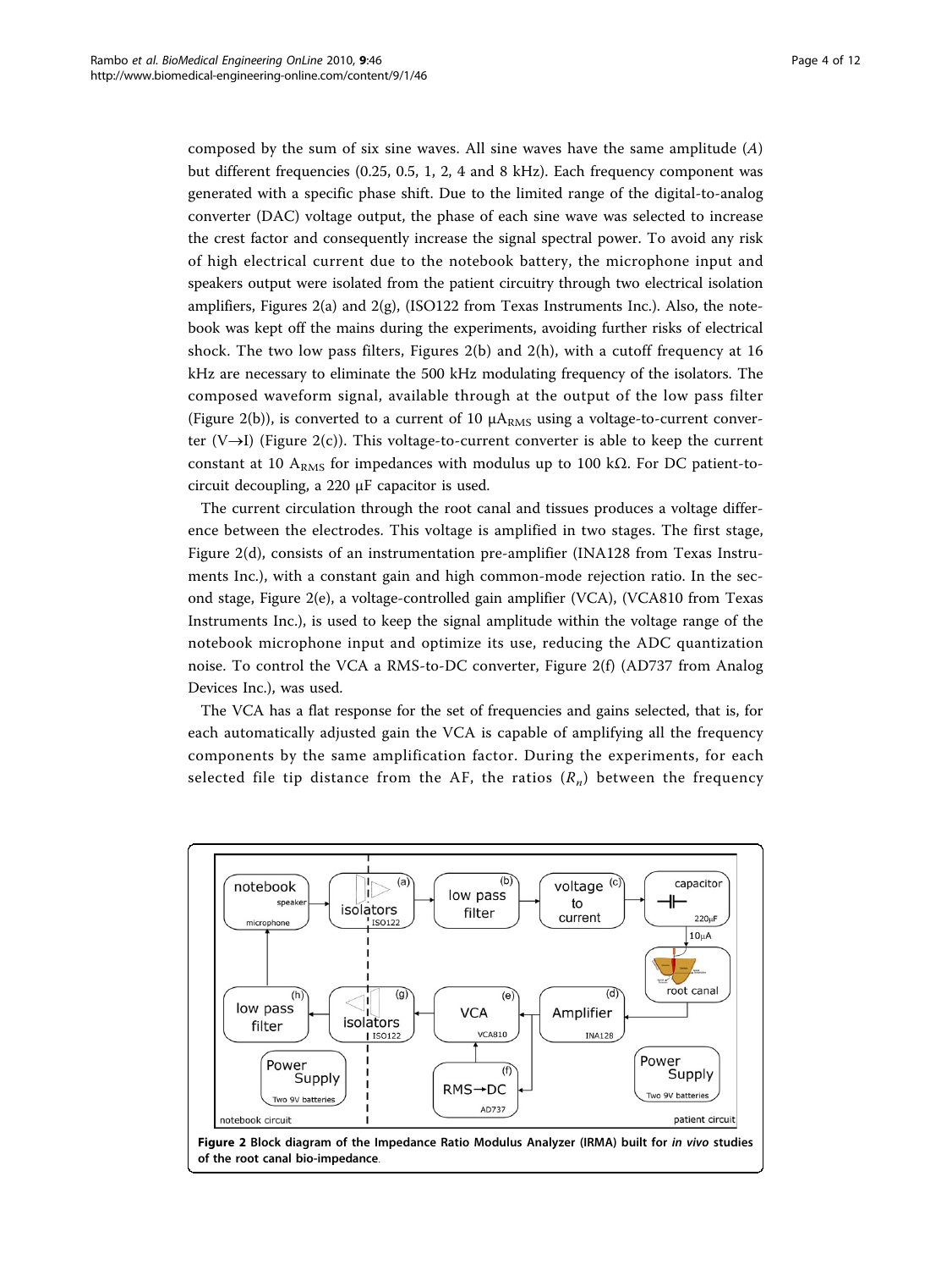composed by the sum of six sine waves. All sine waves have the same amplitude ($A$) but different frequencies (0.25, 0.5, 1, 2, 4 and 8 kHz). Each frequency component was generated with a specific phase shift. Due to the limited range of the digital-to-analog converter (DAC) voltage output, the phase of each sine wave was selected to increase the crest factor and consequently increase the signal spectral power. To avoid any risk of high electrical current due to the notebook battery, the microphone input and speakers output were isolated from the patient circuitry through two electrical isolation amplifiers, Figures 2(a) and 2(g), (ISO122 from Texas Instruments Inc.). Also, the notebook was kept off the mains during the experiments, avoiding further risks of electrical shock. The two low pass filters, Figures 2(b) and 2(h), with a cutoff frequency at 16 kHz are necessary to eliminate the 500 kHz modulating frequency of the isolators. The composed waveform signal, available through at the output of the low pass filter (Figure 2(b)), is converted to a current of 10 $\mu A_{RMS}$ using a voltage-to-current converter (V→I) (Figure 2(c)). This voltage-to-current converter is able to keep the current constant at 10 $A_{RMS}$ for impedances with modulus up to 100 kΩ. For DC patient-to-circuit decoupling, a 220 μF capacitor is used.

The current circulation through the root canal and tissues produces a voltage difference between the electrodes. This voltage is amplified in two stages. The first stage, Figure 2(d), consists of an instrumentation pre-amplifier (INA128 from Texas Instruments Inc.), with a constant gain and high common-mode rejection ratio. In the second stage, Figure 2(e), a voltage-controlled gain amplifier (VCA), (VCA810 from Texas Instruments Inc.), is used to keep the signal amplitude within the voltage range of the notebook microphone input and optimize its use, reducing the ADC quantization noise. To control the VCA a RMS-to-DC converter, Figure 2(f) (AD737 from Analog Devices Inc.), was used.

The VCA has a flat response for the set of frequencies and gains selected, that is, for each automatically adjusted gain the VCA is capable of amplifying all the frequency components by the same amplification factor. During the experiments, for each selected file tip distance from the AF, the ratios ($R_n$) between the frequency

**Figure 2** Block diagram of the Impedance Ratio Modulus Analyzer (IRMA) built for *in vivo* studies of the root canal bio-impedance.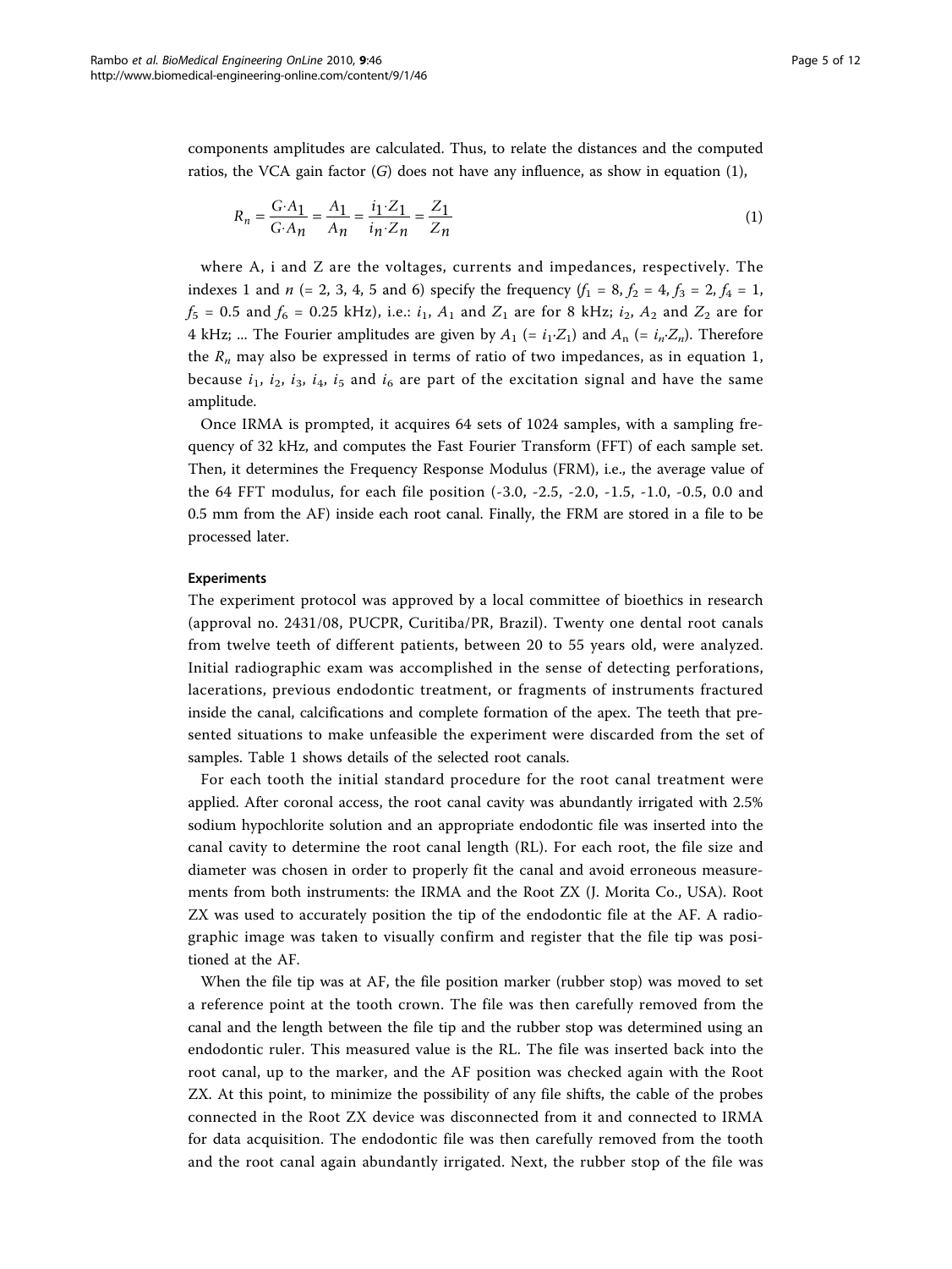components amplitudes are calculated. Thus, to relate the distances and the computed ratios, the VCA gain factor ($G$) does not have any influence, as show in equation (1),

$$R_n = \frac{G \cdot A_1}{G \cdot A_n} = \frac{A_1}{A_n} = \frac{i_1 \cdot Z_1}{i_n \cdot Z_n} = \frac{Z_1}{Z_n} \tag{1}$$

where A, i and Z are the voltages, currents and impedances, respectively. The indexes 1 and $n$ (= 2, 3, 4, 5 and 6) specify the frequency ($f_1$ = 8, $f_2$ = 4, $f_3$ = 2, $f_4$ = 1, $f_5$ = 0.5 and $f_6$ = 0.25 kHz), i.e.: $i_1$, $A_1$ and $Z_1$ are for 8 kHz; $i_2$, $A_2$ and $Z_2$ are for 4 kHz; ... The Fourier amplitudes are given by $A_1$ (= $i_1 \cdot Z_1$) and $A_n$ (= $i_n \cdot Z_n$). Therefore the $R_n$ may also be expressed in terms of ratio of two impedances, as in equation 1, because $i_1$, $i_2$, $i_3$, $i_4$, $i_5$ and $i_6$ are part of the excitation signal and have the same amplitude.

Once IRMA is prompted, it acquires 64 sets of 1024 samples, with a sampling frequency of 32 kHz, and computes the Fast Fourier Transform (FFT) of each sample set. Then, it determines the Frequency Response Modulus (FRM), i.e., the average value of the 64 FFT modulus, for each file position (-3.0, -2.5, -2.0, -1.5, -1.0, -0.5, 0.0 and 0.5 mm from the AF) inside each root canal. Finally, the FRM are stored in a file to be processed later.

### Experiments

The experiment protocol was approved by a local committee of bioethics in research (approval no. 2431/08, PUCPR, Curitiba/PR, Brazil). Twenty one dental root canals from twelve teeth of different patients, between 20 to 55 years old, were analyzed. Initial radiographic exam was accomplished in the sense of detecting perforations, lacerations, previous endodontic treatment, or fragments of instruments fractured inside the canal, calcifications and complete formation of the apex. The teeth that presented situations to make unfeasible the experiment were discarded from the set of samples. Table 1 shows details of the selected root canals.

For each tooth the initial standard procedure for the root canal treatment were applied. After coronal access, the root canal cavity was abundantly irrigated with 2.5% sodium hypochlorite solution and an appropriate endodontic file was inserted into the canal cavity to determine the root canal length (RL). For each root, the file size and diameter was chosen in order to properly fit the canal and avoid erroneous measurements from both instruments: the IRMA and the Root ZX (J. Morita Co., USA). Root ZX was used to accurately position the tip of the endodontic file at the AF. A radiographic image was taken to visually confirm and register that the file tip was positioned at the AF.

When the file tip was at AF, the file position marker (rubber stop) was moved to set a reference point at the tooth crown. The file was then carefully removed from the canal and the length between the file tip and the rubber stop was determined using an endodontic ruler. This measured value is the RL. The file was inserted back into the root canal, up to the marker, and the AF position was checked again with the Root ZX. At this point, to minimize the possibility of any file shifts, the cable of the probes connected in the Root ZX device was disconnected from it and connected to IRMA for data acquisition. The endodontic file was then carefully removed from the tooth and the root canal again abundantly irrigated. Next, the rubber stop of the file was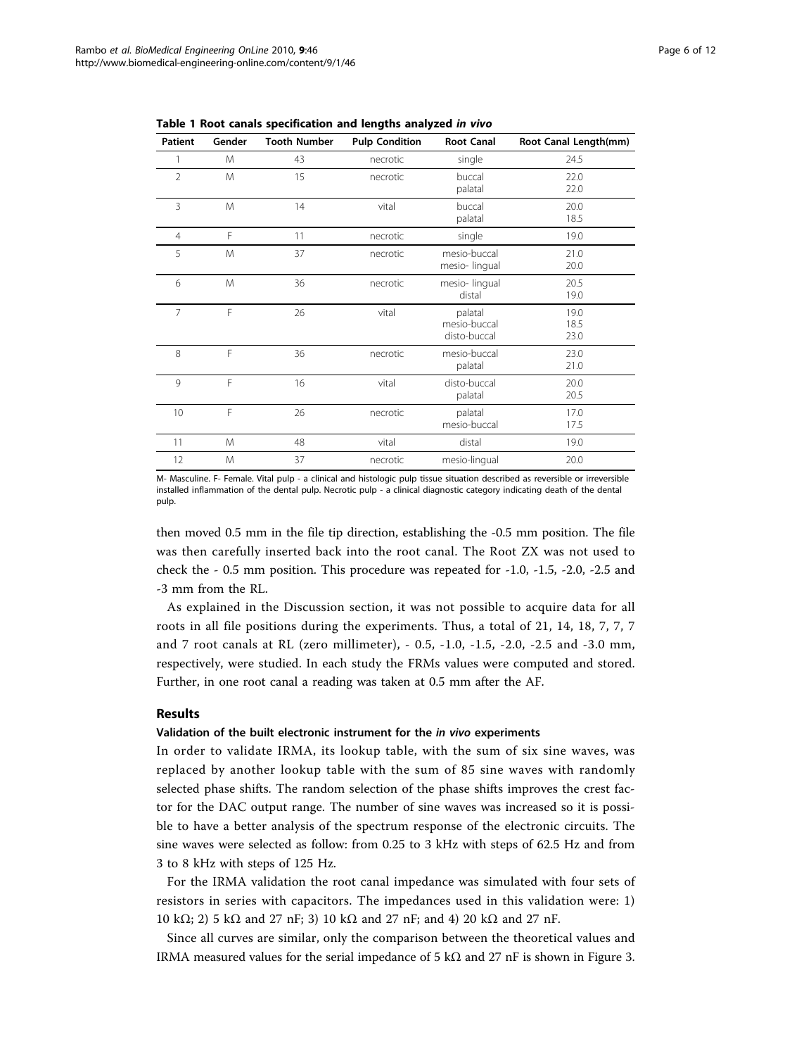**Table 1 Root canals specification and lengths analyzed *in vivo***

| Patient | Gender | Tooth Number | Pulp Condition | Root Canal | Root Canal Length(mm) |
|---|---|---|---|---|---|
| 1 | M | 43 | necrotic | single | 24.5 |
| 2 | M | 15 | necrotic | buccal<br>palatal | 22.0<br>22.0 |
| 3 | M | 14 | vital | buccal<br>palatal | 20.0<br>18.5 |
| 4 | F | 11 | necrotic | single | 19.0 |
| 5 | M | 37 | necrotic | mesio-buccal<br>mesio- lingual | 21.0<br>20.0 |
| 6 | M | 36 | necrotic | mesio- lingual<br>distal | 20.5<br>19.0 |
| 7 | F | 26 | vital | palatal<br>mesio-buccal<br>disto-buccal | 19.0<br>18.5<br>23.0 |
| 8 | F | 36 | necrotic | mesio-buccal<br>palatal | 23.0<br>21.0 |
| 9 | F | 16 | vital | disto-buccal<br>palatal | 20.0<br>20.5 |
| 10 | F | 26 | necrotic | palatal<br>mesio-buccal | 17.0<br>17.5 |
| 11 | M | 48 | vital | distal | 19.0 |
| 12 | M | 37 | necrotic | mesio-lingual | 20.0 |

M- Masculine. F- Female. Vital pulp - a clinical and histologic pulp tissue situation described as reversible or irreversible installed inflammation of the dental pulp. Necrotic pulp - a clinical diagnostic category indicating death of the dental pulp.

then moved 0.5 mm in the file tip direction, establishing the -0.5 mm position. The file was then carefully inserted back into the root canal. The Root ZX was not used to check the - 0.5 mm position. This procedure was repeated for -1.0, -1.5, -2.0, -2.5 and -3 mm from the RL.

As explained in the Discussion section, it was not possible to acquire data for all roots in all file positions during the experiments. Thus, a total of 21, 14, 18, 7, 7, 7 and 7 root canals at RL (zero millimeter), - 0.5, -1.0, -1.5, -2.0, -2.5 and -3.0 mm, respectively, were studied. In each study the FRMs values were computed and stored. Further, in one root canal a reading was taken at 0.5 mm after the AF.

## Results

### Validation of the built electronic instrument for the *in vivo* experiments

In order to validate IRMA, its lookup table, with the sum of six sine waves, was replaced by another lookup table with the sum of 85 sine waves with randomly selected phase shifts. The random selection of the phase shifts improves the crest factor for the DAC output range. The number of sine waves was increased so it is possible to have a better analysis of the spectrum response of the electronic circuits. The sine waves were selected as follow: from 0.25 to 3 kHz with steps of 62.5 Hz and from 3 to 8 kHz with steps of 125 Hz.

For the IRMA validation the root canal impedance was simulated with four sets of resistors in series with capacitors. The impedances used in this validation were: 1) 10 kΩ; 2) 5 kΩ and 27 nF; 3) 10 kΩ and 27 nF; and 4) 20 kΩ and 27 nF.

Since all curves are similar, only the comparison between the theoretical values and IRMA measured values for the serial impedance of 5 kΩ and 27 nF is shown in Figure 3.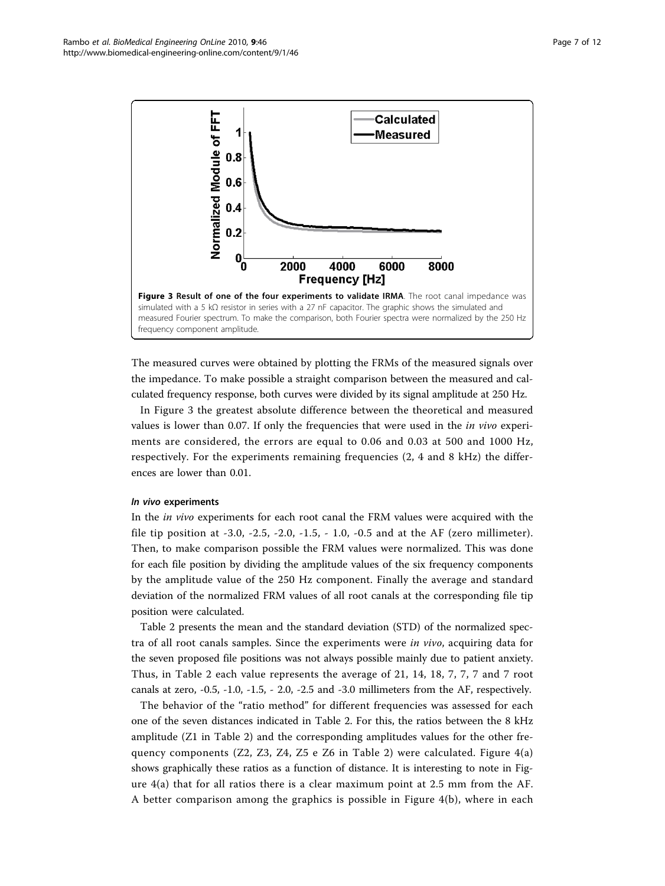**Figure 3 Result of one of the four experiments to validate IRMA**. The root canal impedance was simulated with a 5 kΩ resistor in series with a 27 nF capacitor. The graphic shows the simulated and measured Fourier spectrum. To make the comparison, both Fourier spectra were normalized by the 250 Hz frequency component amplitude.

The measured curves were obtained by plotting the FRMs of the measured signals over the impedance. To make possible a straight comparison between the measured and calculated frequency response, both curves were divided by its signal amplitude at 250 Hz.

In Figure 3 the greatest absolute difference between the theoretical and measured values is lower than 0.07. If only the frequencies that were used in the *in vivo* experiments are considered, the errors are equal to 0.06 and 0.03 at 500 and 1000 Hz, respectively. For the experiments remaining frequencies (2, 4 and 8 kHz) the differences are lower than 0.01.

#### *In vivo* experiments

In the *in vivo* experiments for each root canal the FRM values were acquired with the file tip position at -3.0, -2.5, -2.0, -1.5, - 1.0, -0.5 and at the AF (zero millimeter). Then, to make comparison possible the FRM values were normalized. This was done for each file position by dividing the amplitude values of the six frequency components by the amplitude value of the 250 Hz component. Finally the average and standard deviation of the normalized FRM values of all root canals at the corresponding file tip position were calculated.

Table 2 presents the mean and the standard deviation (STD) of the normalized spectra of all root canals samples. Since the experiments were *in vivo*, acquiring data for the seven proposed file positions was not always possible mainly due to patient anxiety. Thus, in Table 2 each value represents the average of 21, 14, 18, 7, 7, 7 and 7 root canals at zero, -0.5, -1.0, -1.5, - 2.0, -2.5 and -3.0 millimeters from the AF, respectively.

The behavior of the "ratio method" for different frequencies was assessed for each one of the seven distances indicated in Table 2. For this, the ratios between the 8 kHz amplitude (Z1 in Table 2) and the corresponding amplitudes values for the other frequency components (Z2, Z3, Z4, Z5 e Z6 in Table 2) were calculated. Figure 4(a) shows graphically these ratios as a function of distance. It is interesting to note in Figure 4(a) that for all ratios there is a clear maximum point at 2.5 mm from the AF. A better comparison among the graphics is possible in Figure 4(b), where in each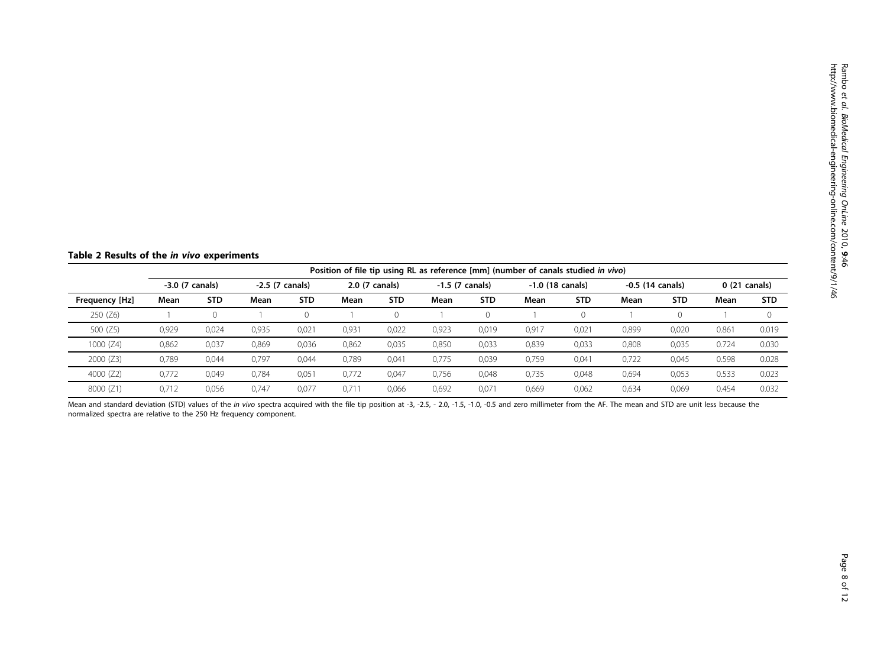**Table 2 Results of the *in vivo* experiments**

| | Position of file tip using RL as reference [mm] (number of canals studied *in vivo*) | | | | | | | | | | | | | |
|---|---|---|---|---|---|---|---|---|---|---|---|---|---|---|
| | -3.0 (7 canals) | | -2.5 (7 canals) | | 2.0 (7 canals) | | -1.5 (7 canals) | | -1.0 (18 canals) | | -0.5 (14 canals) | | 0 (21 canals) | |
| **Frequency [Hz]** | **Mean** | **STD** | **Mean** | **STD** | **Mean** | **STD** | **Mean** | **STD** | **Mean** | **STD** | **Mean** | **STD** | **Mean** | **STD** |
| 250 (Z6) | 1 | 0 | 1 | 0 | 1 | 0 | 1 | 0 | 1 | 0 | 1 | 0 | 1 | 0 |
| 500 (Z5) | 0,929 | 0,024 | 0,935 | 0,021 | 0,931 | 0,022 | 0,923 | 0,019 | 0,917 | 0,021 | 0,899 | 0,020 | 0.861 | 0.019 |
| 1000 (Z4) | 0,862 | 0,037 | 0,869 | 0,036 | 0,862 | 0,035 | 0,850 | 0,033 | 0,839 | 0,033 | 0,808 | 0,035 | 0.724 | 0.030 |
| 2000 (Z3) | 0,789 | 0,044 | 0,797 | 0,044 | 0,789 | 0,041 | 0,775 | 0,039 | 0,759 | 0,041 | 0,722 | 0,045 | 0.598 | 0.028 |
| 4000 (Z2) | 0,772 | 0,049 | 0,784 | 0,051 | 0,772 | 0,047 | 0,756 | 0,048 | 0,735 | 0,048 | 0,694 | 0,053 | 0.533 | 0.023 |
| 8000 (Z1) | 0,712 | 0,056 | 0,747 | 0,077 | 0,711 | 0,066 | 0,692 | 0,071 | 0,669 | 0,062 | 0,634 | 0,069 | 0.454 | 0.032 |

Mean and standard deviation (STD) values of the *in vivo* spectra acquired with the file tip position at -3, -2.5, - 2.0, -1.5, -1.0, -0.5 and zero millimeter from the AF. The mean and STD are unit less because the normalized spectra are relative to the 250 Hz frequency component.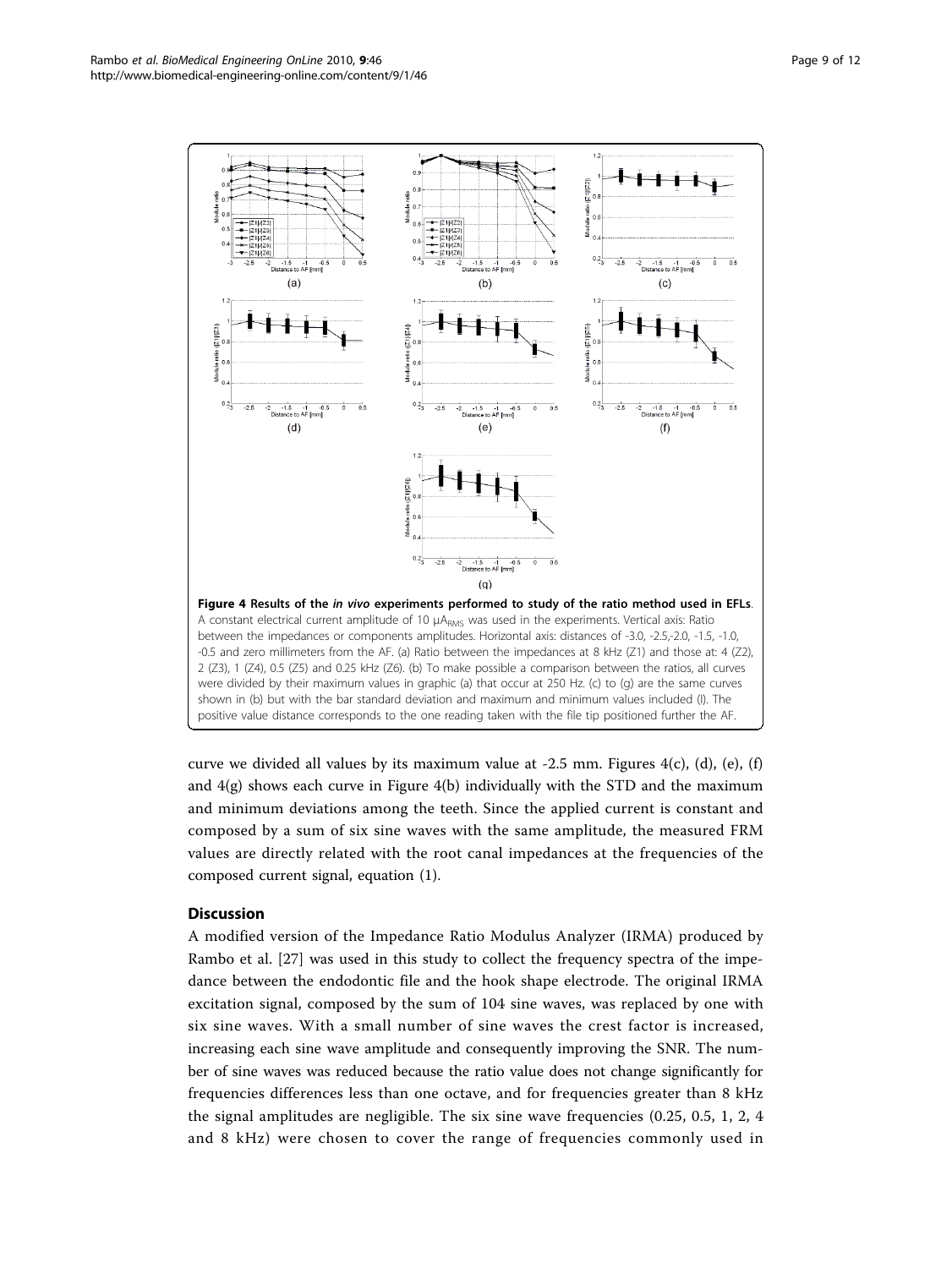**Figure 4 Results of the *in vivo* experiments performed to study of the ratio method used in EFLs**. A constant electrical current amplitude of 10 $\mu A_{RMS}$ was used in the experiments. Vertical axis: Ratio between the impedances or components amplitudes. Horizontal axis: distances of -3.0, -2.5,-2.0, -1.5, -1.0, -0.5 and zero millimeters from the AF. (a) Ratio between the impedances at 8 kHz (Z1) and those at: 4 (Z2), 2 (Z3), 1 (Z4), 0.5 (Z5) and 0.25 kHz (Z6). (b) To make possible a comparison between the ratios, all curves were divided by their maximum values in graphic (a) that occur at 250 Hz. (c) to (g) are the same curves shown in (b) but with the bar standard deviation and maximum and minimum values included (I). The positive value distance corresponds to the one reading taken with the file tip positioned further the AF.

curve we divided all values by its maximum value at -2.5 mm. Figures 4(c), (d), (e), (f) and 4(g) shows each curve in Figure 4(b) individually with the STD and the maximum and minimum deviations among the teeth. Since the applied current is constant and composed by a sum of six sine waves with the same amplitude, the measured FRM values are directly related with the root canal impedances at the frequencies of the composed current signal, equation (1).

## Discussion

A modified version of the Impedance Ratio Modulus Analyzer (IRMA) produced by Rambo et al. [27] was used in this study to collect the frequency spectra of the impedance between the endodontic file and the hook shape electrode. The original IRMA excitation signal, composed by the sum of 104 sine waves, was replaced by one with six sine waves. With a small number of sine waves the crest factor is increased, increasing each sine wave amplitude and consequently improving the SNR. The number of sine waves was reduced because the ratio value does not change significantly for frequencies differences less than one octave, and for frequencies greater than 8 kHz the signal amplitudes are negligible. The six sine wave frequencies (0.25, 0.5, 1, 2, 4 and 8 kHz) were chosen to cover the range of frequencies commonly used in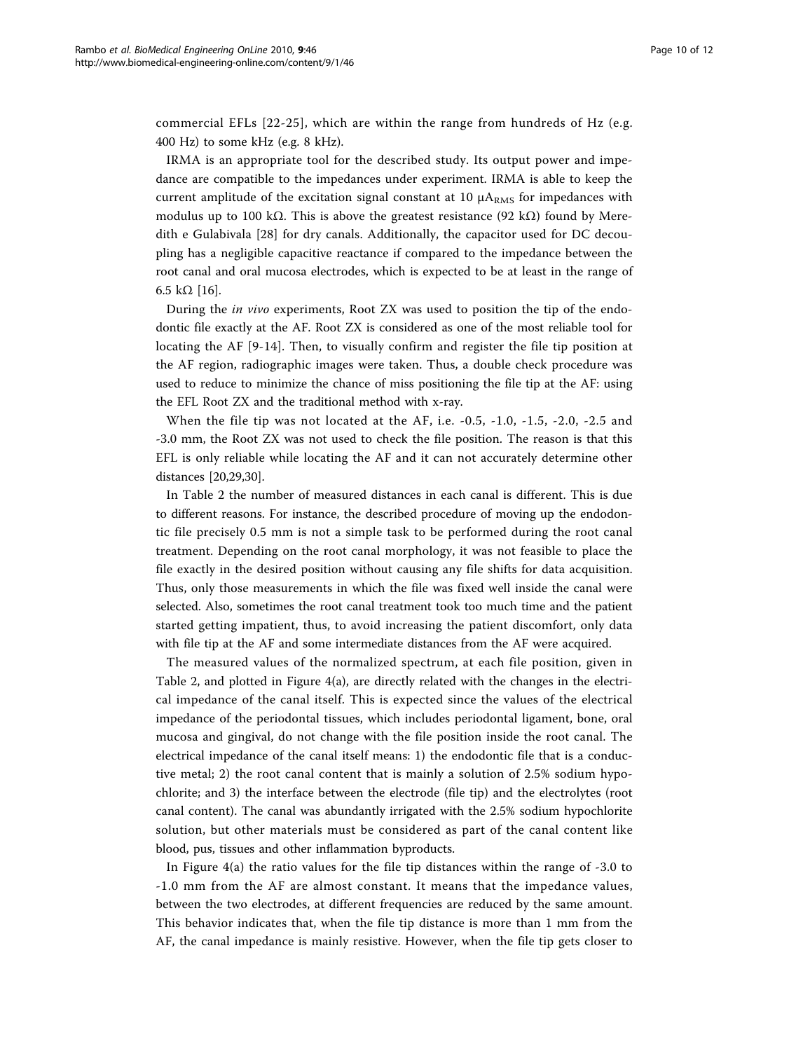commercial EFLs [22-25], which are within the range from hundreds of Hz (e.g. 400 Hz) to some kHz (e.g. 8 kHz).

IRMA is an appropriate tool for the described study. Its output power and impedance are compatible to the impedances under experiment. IRMA is able to keep the current amplitude of the excitation signal constant at 10 $\mu A_{RMS}$ for impedances with modulus up to 100 kΩ. This is above the greatest resistance (92 kΩ) found by Meredith e Gulabivala [28] for dry canals. Additionally, the capacitor used for DC decoupling has a negligible capacitive reactance if compared to the impedance between the root canal and oral mucosa electrodes, which is expected to be at least in the range of 6.5 kΩ [16].

During the *in vivo* experiments, Root ZX was used to position the tip of the endodontic file exactly at the AF. Root ZX is considered as one of the most reliable tool for locating the AF [9-14]. Then, to visually confirm and register the file tip position at the AF region, radiographic images were taken. Thus, a double check procedure was used to reduce to minimize the chance of miss positioning the file tip at the AF: using the EFL Root ZX and the traditional method with x-ray.

When the file tip was not located at the AF, i.e. -0.5, -1.0, -1.5, -2.0, -2.5 and -3.0 mm, the Root ZX was not used to check the file position. The reason is that this EFL is only reliable while locating the AF and it can not accurately determine other distances [20,29,30].

In Table 2 the number of measured distances in each canal is different. This is due to different reasons. For instance, the described procedure of moving up the endodontic file precisely 0.5 mm is not a simple task to be performed during the root canal treatment. Depending on the root canal morphology, it was not feasible to place the file exactly in the desired position without causing any file shifts for data acquisition. Thus, only those measurements in which the file was fixed well inside the canal were selected. Also, sometimes the root canal treatment took too much time and the patient started getting impatient, thus, to avoid increasing the patient discomfort, only data with file tip at the AF and some intermediate distances from the AF were acquired.

The measured values of the normalized spectrum, at each file position, given in Table 2, and plotted in Figure 4(a), are directly related with the changes in the electrical impedance of the canal itself. This is expected since the values of the electrical impedance of the periodontal tissues, which includes periodontal ligament, bone, oral mucosa and gingival, do not change with the file position inside the root canal. The electrical impedance of the canal itself means: 1) the endodontic file that is a conductive metal; 2) the root canal content that is mainly a solution of 2.5% sodium hypochlorite; and 3) the interface between the electrode (file tip) and the electrolytes (root canal content). The canal was abundantly irrigated with the 2.5% sodium hypochlorite solution, but other materials must be considered as part of the canal content like blood, pus, tissues and other inflammation byproducts.

In Figure 4(a) the ratio values for the file tip distances within the range of -3.0 to -1.0 mm from the AF are almost constant. It means that the impedance values, between the two electrodes, at different frequencies are reduced by the same amount. This behavior indicates that, when the file tip distance is more than 1 mm from the AF, the canal impedance is mainly resistive. However, when the file tip gets closer to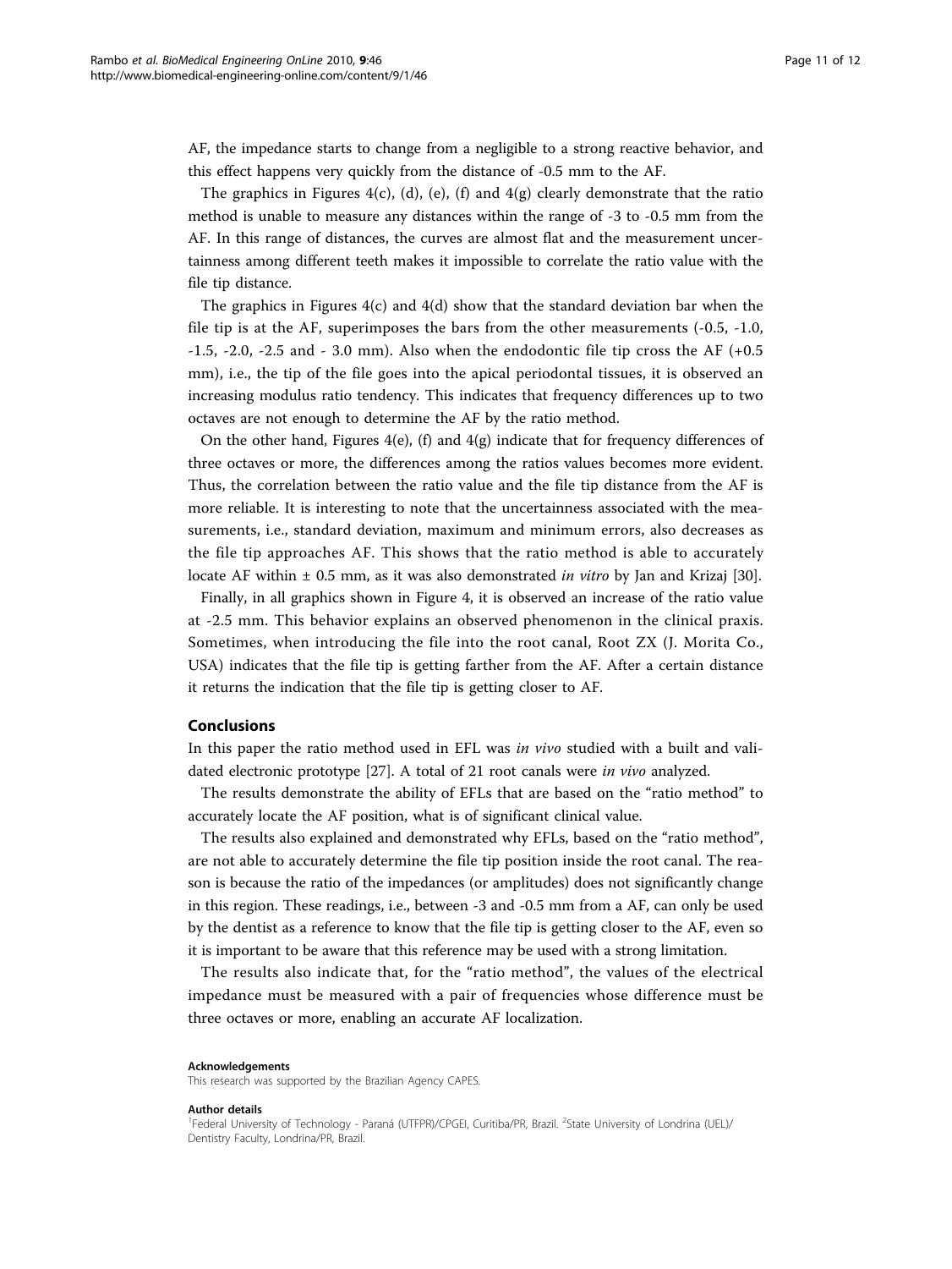AF, the impedance starts to change from a negligible to a strong reactive behavior, and this effect happens very quickly from the distance of -0.5 mm to the AF.

The graphics in Figures 4(c), (d), (e), (f) and 4(g) clearly demonstrate that the ratio method is unable to measure any distances within the range of -3 to -0.5 mm from the AF. In this range of distances, the curves are almost flat and the measurement uncertainness among different teeth makes it impossible to correlate the ratio value with the file tip distance.

The graphics in Figures 4(c) and 4(d) show that the standard deviation bar when the file tip is at the AF, superimposes the bars from the other measurements (-0.5, -1.0, -1.5, -2.0, -2.5 and - 3.0 mm). Also when the endodontic file tip cross the AF (+0.5 mm), i.e., the tip of the file goes into the apical periodontal tissues, it is observed an increasing modulus ratio tendency. This indicates that frequency differences up to two octaves are not enough to determine the AF by the ratio method.

On the other hand, Figures 4(e), (f) and 4(g) indicate that for frequency differences of three octaves or more, the differences among the ratios values becomes more evident. Thus, the correlation between the ratio value and the file tip distance from the AF is more reliable. It is interesting to note that the uncertainness associated with the measurements, i.e., standard deviation, maximum and minimum errors, also decreases as the file tip approaches AF. This shows that the ratio method is able to accurately locate AF within ± 0.5 mm, as it was also demonstrated *in vitro* by Jan and Krizaj [30].

Finally, in all graphics shown in Figure 4, it is observed an increase of the ratio value at -2.5 mm. This behavior explains an observed phenomenon in the clinical praxis. Sometimes, when introducing the file into the root canal, Root ZX (J. Morita Co., USA) indicates that the file tip is getting farther from the AF. After a certain distance it returns the indication that the file tip is getting closer to AF.

## Conclusions

In this paper the ratio method used in EFL was *in vivo* studied with a built and validated electronic prototype [27]. A total of 21 root canals were *in vivo* analyzed.

The results demonstrate the ability of EFLs that are based on the "ratio method" to accurately locate the AF position, what is of significant clinical value.

The results also explained and demonstrated why EFLs, based on the "ratio method", are not able to accurately determine the file tip position inside the root canal. The reason is because the ratio of the impedances (or amplitudes) does not significantly change in this region. These readings, i.e., between -3 and -0.5 mm from a AF, can only be used by the dentist as a reference to know that the file tip is getting closer to the AF, even so it is important to be aware that this reference may be used with a strong limitation.

The results also indicate that, for the "ratio method", the values of the electrical impedance must be measured with a pair of frequencies whose difference must be three octaves or more, enabling an accurate AF localization.

#### Acknowledgements

This research was supported by the Brazilian Agency CAPES.

#### Author details

[1]Federal University of Technology - Paraná (UTFPR)/CPGEI, Curitiba/PR, Brazil. [2]State University of Londrina (UEL)/Dentistry Faculty, Londrina/PR, Brazil.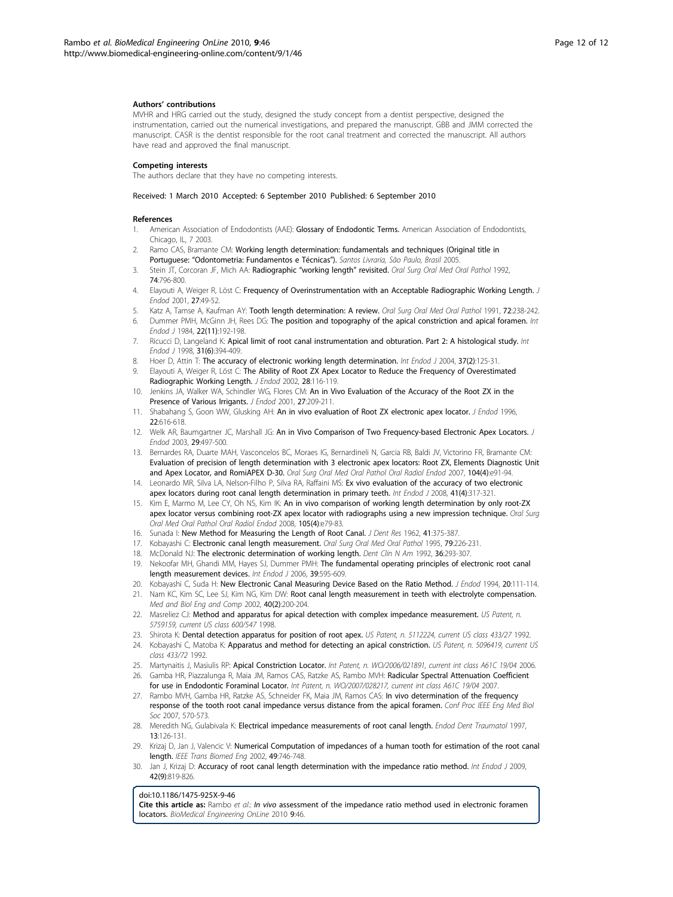#### Authors' contributions

MVHR and HRG carried out the study, designed the study concept from a dentist perspective, designed the instrumentation, carried out the numerical investigations, and prepared the manuscript. GBB and JMM corrected the manuscript. CASR is the dentist responsible for the root canal treatment and corrected the manuscript. All authors have read and approved the final manuscript.

#### Competing interests

The authors declare that they have no competing interests.

Received: 1 March 2010 Accepted: 6 September 2010 Published: 6 September 2010

#### References

1. American Association of Endodontists (AAE): **Glossary of Endodontic Terms.** American Association of Endodontists, Chicago, IL, 7 2003.
2. Ramo CAS, Bramante CM: **Working length determination: fundamentals and techniques (Original title in Portuguese: "Odontometria: Fundamentos e Técnicas").** *Santos Livraria, São Paulo, Brasil* 2005.
3. Stein JT, Corcoran JF, Mich AA: **Radiographic "working length" revisited.** *Oral Surg Oral Med Oral Pathol* 1992, **74**:796-800.
4. Elayouti A, Weiger R, Löst C: **Frequency of Overinstrumentation with an Acceptable Radiographic Working Length.** *J Endod* 2001, **27**:49-52.
5. Katz A, Tamse A, Kaufman AY: **Tooth length determination: A review.** *Oral Surg Oral Med Oral Pathol* 1991, **72**:238-242.
6. Dummer PMH, McGinn JH, Rees DG: **The position and topography of the apical constriction and apical foramen.** *Int Endod J* 1984, **22(11)**:192-198.
7. Ricucci D, Langeland K: **Apical limit of root canal instrumentation and obturation. Part 2: A histological study.** *Int Endod J* 1998, **31(6)**:394-409.
8. Hoer D, Attin T: **The accuracy of electronic working length determination.** *Int Endod J* 2004, **37(2)**:125-31.
9. Elayouti A, Weiger R, Löst C: **The Ability of Root ZX Apex Locator to Reduce the Frequency of Overestimated Radiographic Working Length.** *J Endod* 2002, **28**:116-119.
10. Jenkins JA, Walker WA, Schindler WG, Flores CM: **An in Vivo Evaluation of the Accuracy of the Root ZX in the Presence of Various Irrigants.** *J Endod* 2001, **27**:209-211.
11. Shabahang S, Goon WW, Glusking AH: **An in vivo evaluation of Root ZX electronic apex locator.** *J Endod* 1996, **22**:616-618.
12. Welk AR, Baumgartner JC, Marshall JG: **An in Vivo Comparison of Two Frequency-based Electronic Apex Locators.** *J Endod* 2003, **29**:497-500.
13. Bernardes RA, Duarte MAH, Vasconcelos BC, Moraes IG, Bernardineli N, Garcia RB, Baldi JV, Victorino FR, Bramante CM: **Evaluation of precision of length determination with 3 electronic apex locators: Root ZX, Elements Diagnostic Unit and Apex Locator, and RomiAPEX D-30.** *Oral Surg Oral Med Oral Pathol Oral Radiol Endod* 2007, **104(4)**:e91-94.
14. Leonardo MR, Silva LA, Nelson-Filho P, Silva RA, Raffaini MS: **Ex vivo evaluation of the accuracy of two electronic apex locators during root canal length determination in primary teeth.** *Int Endod J* 2008, **41(4)**:317-321.
15. Kim E, Marmo M, Lee CY, Oh NS, Kim IK: **An in vivo comparison of working length determination by only root-ZX apex locator versus combining root-ZX apex locator with radiographs using a new impression technique.** *Oral Surg Oral Med Oral Pathol Oral Radiol Endod* 2008, **105(4)**:e79-83.
16. Sunada I: **New Method for Measuring the Length of Root Canal.** *J Dent Res* 1962, **41**:375-387.
17. Kobayashi C: **Electronic canal length measurement.** *Oral Surg Oral Med Oral Pathol* 1995, **79**:226-231.
18. McDonald NJ: **The electronic determination of working length.** *Dent Clin N Am* 1992, **36**:293-307.
19. Nekoofar MH, Ghandi MM, Hayes SJ, Dummer PMH: **The fundamental operating principles of electronic root canal length measurement devices.** *Int Endod J* 2006, **39**:595-609.
20. Kobayashi C, Suda H: **New Electronic Canal Measuring Device Based on the Ratio Method.** *J Endod* 1994, **20**:111-114.
21. Nam KC, Kim SC, Lee SJ, Kim NG, Kim DW: **Root canal length measurement in teeth with electrolyte compensation.** *Med and Biol Eng and Comp* 2002, **40(2)**:200-204.
22. Masreliez CJ: **Method and apparatus for apical detection with complex impedance measurement.** *US Patent, n. 5759159, current US class 600/547* 1998.
23. Shirota K: **Dental detection apparatus for position of root apex.** *US Patent, n. 5112224, current US class 433/27* 1992.
24. Kobayashi C, Matoba K: **Apparatus and method for detecting an apical constriction.** *US Patent, n. 5096419, current US class 433/72* 1992.
25. Martynaitis J, Masiulis RP: **Apical Constriction Locator.** *Int Patent, n. WO/2006/021891, current int class A61C 19/04* 2006.
26. Gamba HR, Piazzalunga R, Maia JM, Ramos CAS, Ratzke AS, Rambo MVH: **Radicular Spectral Attenuation Coefficient for use in Endodontic Foraminal Locator.** *Int Patent, n. WO/2007/028217, current int class A61C 19/04* 2007.
27. Rambo MVH, Gamba HR, Ratzke AS, Schneider FK, Maia JM, Ramos CAS: **In vivo determination of the frequency response of the tooth root canal impedance versus distance from the apical foramen.** *Conf Proc IEEE Eng Med Biol Soc* 2007, 570-573.
28. Meredith NG, Gulabivala K: **Electrical impedance measurements of root canal length.** *Endod Dent Traumatol* 1997, **13**:126-131.
29. Krizaj D, Jan J, Valencic V: **Numerical Computation of impedances of a human tooth for estimation of the root canal length.** *IEEE Trans Biomed Eng* 2002, **49**:746-748.
30. Jan J, Krizaj D: **Accuracy of root canal length determination with the impedance ratio method.** *Int Endod J* 2009, **42(9)**:819-826.

doi:10.1186/1475-925X-9-46

**Cite this article as:** Rambo *et al.*: *In vivo* **assessment of the impedance ratio method used in electronic foramen locators.** *BioMedical Engineering OnLine* 2010 **9**:46.